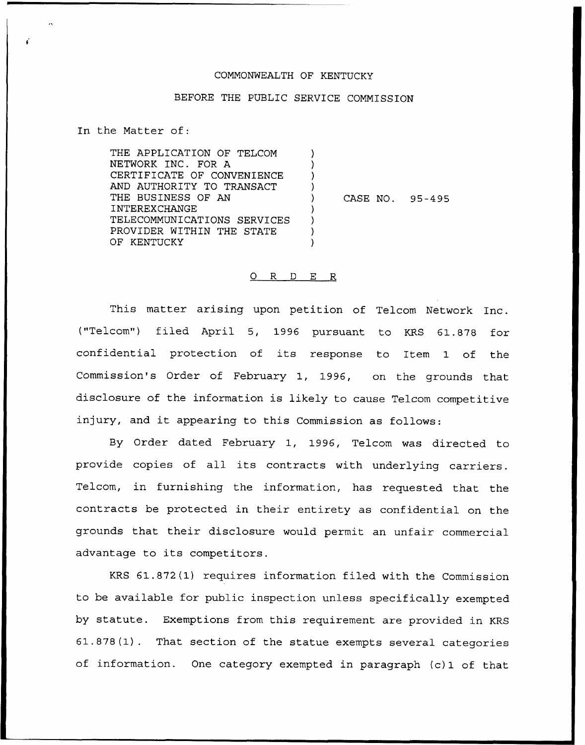COMMONWEALTH OF KENTUCKY

BEFORE THE PUBLIC SERVICE COMMISSION

In the Matter of:

THE APPLICATION OF TELCOM NETWORK INC. FOR A CERTIFICATE OF CONVENIENCE AND AUTHORITY TO TRANSACT THE BUSINESS OF AN INTEREXCHANGE TELECOMMUNICATIONS SERVICES PROVIDER WITHIN THE STATE OF KENTUCKY ) CASE NO. 95-495

# O R D E R

This matter arising upon petition of Telcom Network Inc. ("Telcom") filed April 5, 1996 pursuant to KRS 61.878 for confidential protection of its response to Item 1 of the Commission's Order of February 1, 1996, on the grounds that disclosure of the information is likely to cause Telcom competitive injury, and it appearing to this Commission as follows:

By Order dated February 1, 1996, Telcom was directed to provide copies of all its contracts with underlying carriers. Telcom, in furnishing the information, has requested that the contracts be protected in their entirety as confidential on the grounds that their disclosure would permit an unfair commercial advantage to its competitors.

KRS 61.872(1) requires information filed with the Commission to be available for public inspection unless specifically exempted by statute. Exemptions from this requirement are provided in KRS 61.878(1). That section of the statue exempts several categories of information. One category exempted in paragraph (c)1 of that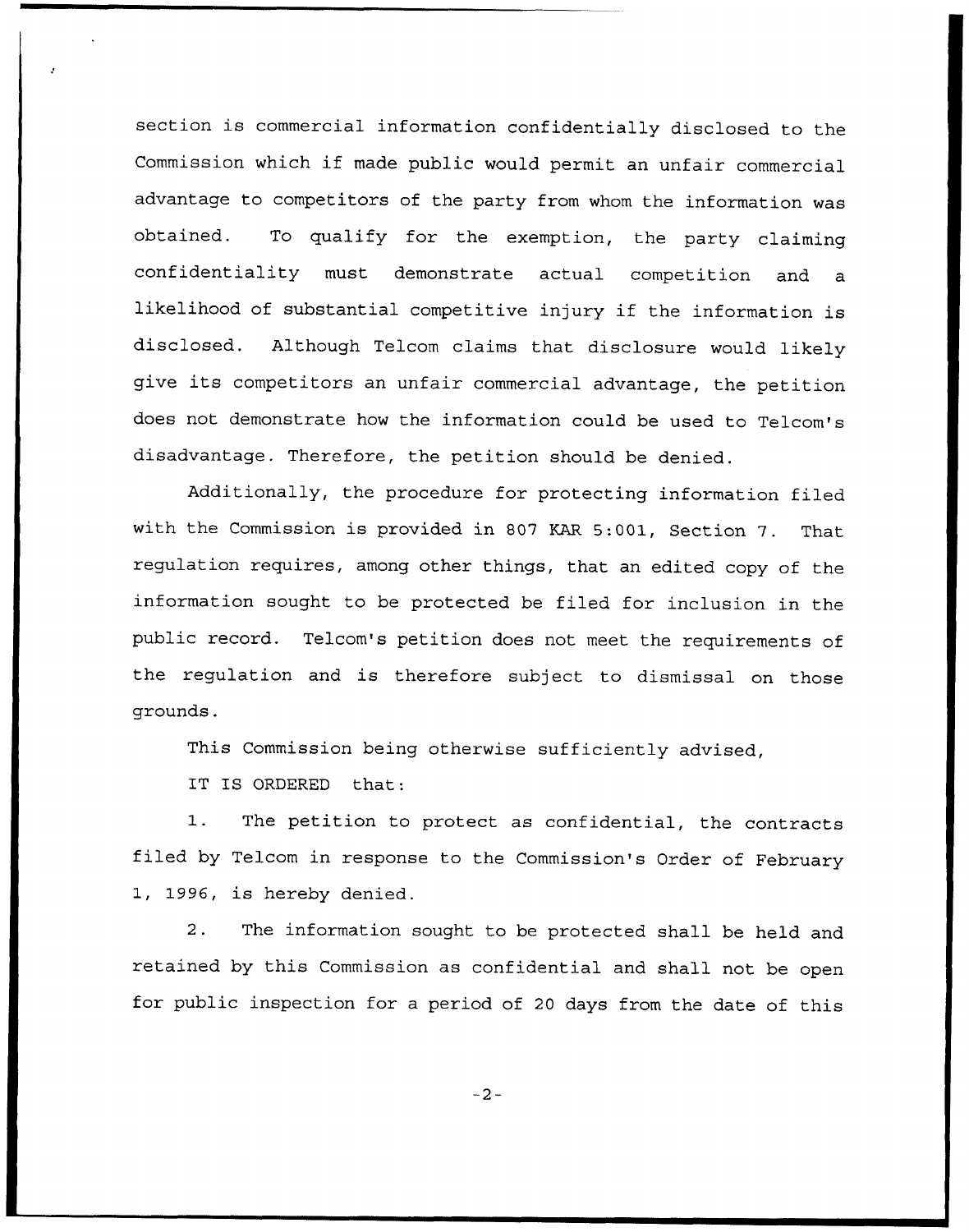section is commercial information confidentially disclosed to the Commission which if made public would permit an unfair commercial advantage to competitors of the party from whom the information was obtained. To qualify for the exemption, the party claiming confidentiality must demonstrate actual competition and a likelihood of substantial competitive injury if the information is disclosed. Although Telcom claims that disclosure would likely give its competitors an unfair commercial advantage, the petition does not demonstrate how the information could be used to Telcom's disadvantage. Therefore, the petition should be denied.

Additionally, the procedure for protecting information filed with the Commission is provided in 807 KAR 5:001, Section 7. That regulation requires, among other things, that an edited copy of the information sought to be protected be filed for inclusion in the public record. Telcom's petition does not meet the requirements of the regulation and is therefore subject to dismissal on those grounds.

This Commission being otherwise sufficiently advised,

IT IS ORDERED that:

1. The petition to protect as confidential, the contracts filed by Telcom in response to the Commission's Order of February 1, 1996, is hereby denied.

2. The information sought to be protected shall be held and retained by this Commission as confidential and shall not be open for public inspection for a period of 20 days from the date of this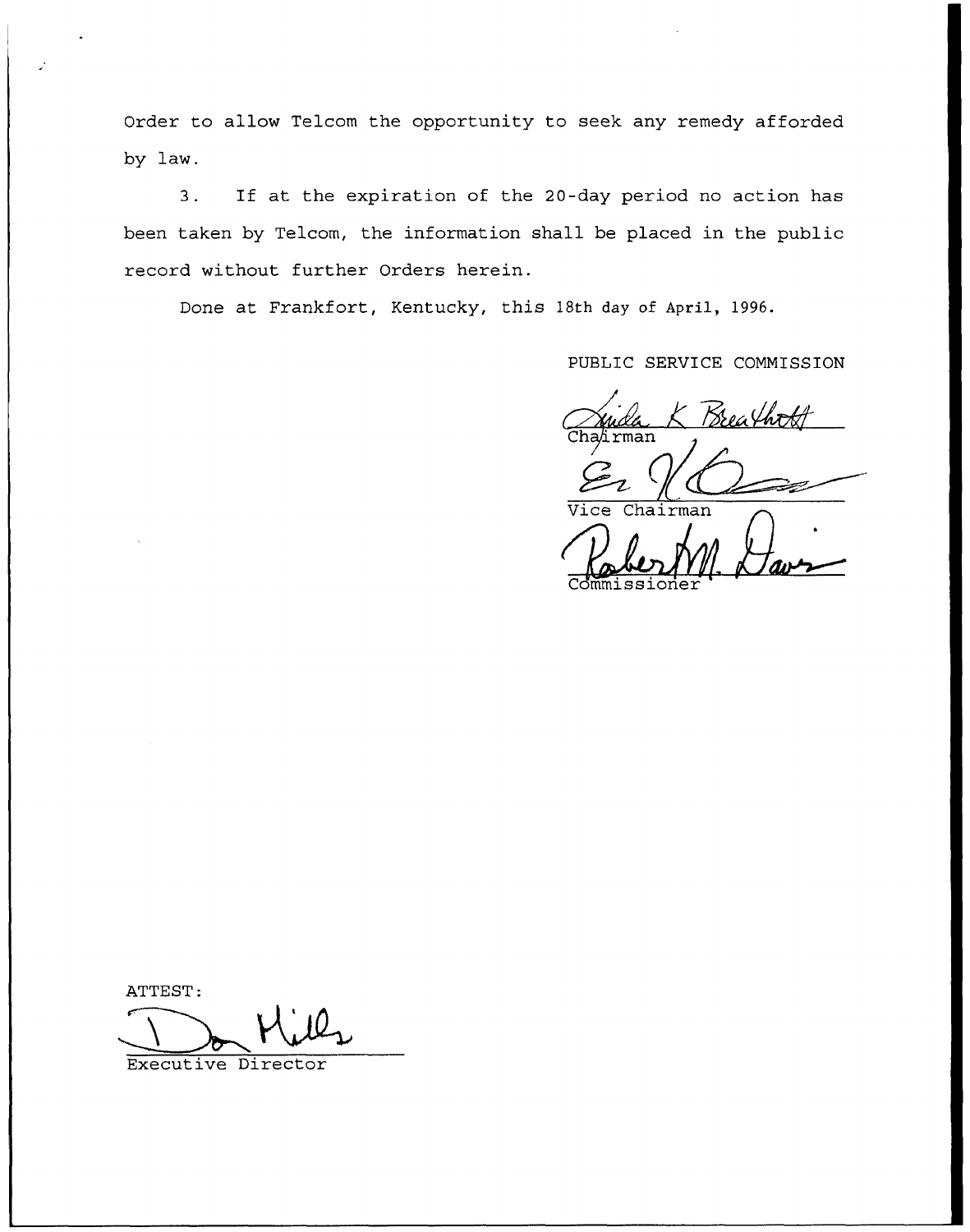Order to allow Telcom the opportunity to seek any remedy afforded by law.

3. If at the expiration of the 20-day period no action has been taken by Telcom, the information shall be placed in the public record without further Orders herein.

Done at Frankfort, Kentucky, this 18th day of April, 1996.

PUBLIC SERVICE COMMISSION

Chairman

Vice Chairman

Commissioner

ATTEST:

Executive Director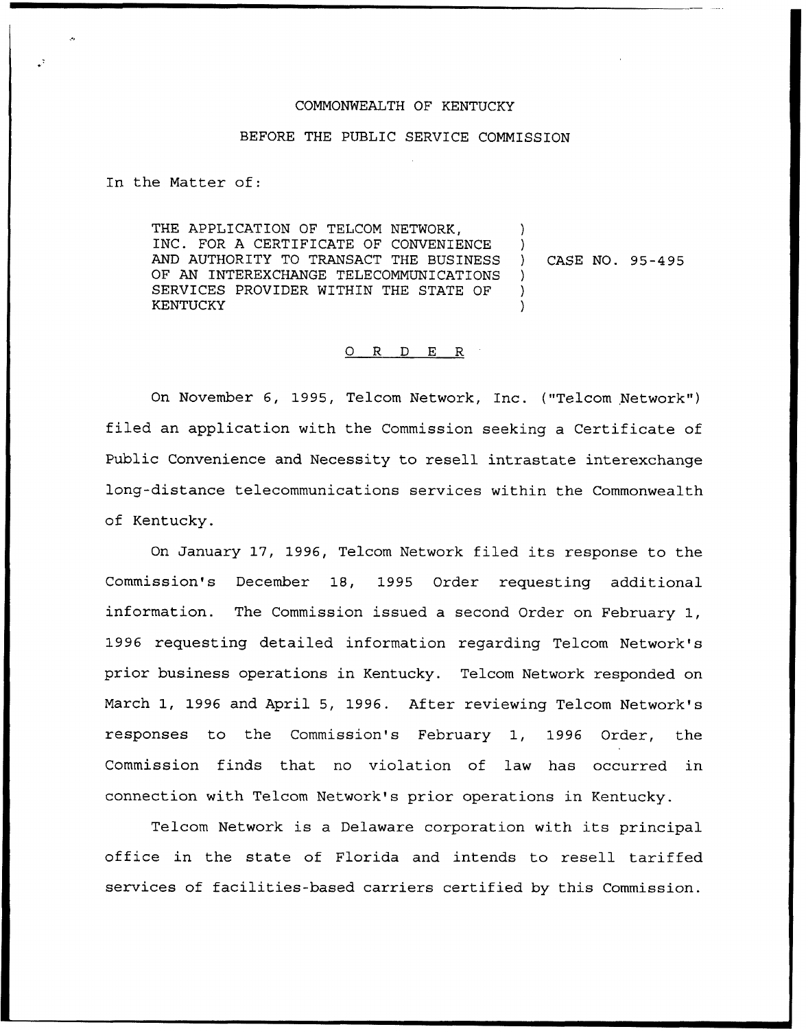COMMONWEALTH OF KENTUCKY

BEFORE THE PUBLIC SERVICE COMMISSION

In the Matter of:

THE APPLICATION OF TELCOM NETWORK, INC. FOR A CERTIFICATE OF CONVENIENCE AND AUTHORITY TO TRANSACT THE BUSINESS OF AN INTEREXCHANGE TELECOMMUNICATIONS SERVICES PROVIDER WITHIN THE STATE OF KENTUCKY ) CASE NO. 95-495

O R D E R

On November 6, 1995, Telcom Network, Inc. ("Telcom Network") filed an application with the Commission seeking a Certificate of Public Convenience and Necessity to resell intrastate interexchange long-distance telecommunications services within the Commonwealth of Kentucky.

On January 17, 1996, Telcom Network filed its response to the Commission's December 18, 1995 Order requesting additional information. The Commission issued a second Order on February 1, 1996 requesting detailed information regarding Telcom Network's prior business operations in Kentucky. Telcom Network responded on March 1, 1996 and April 5, 1996. After reviewing Telcom Network's responses to the Commission's February 1, 1996 Order, the Commission finds that no violation of law has occurred in connection with Telcom Network's prior operations in Kentucky.

Telcom Network is a Delaware corporation with its principal office in the state of Florida and intends to resell tariffed services of facilities-based carriers certified by this Commission.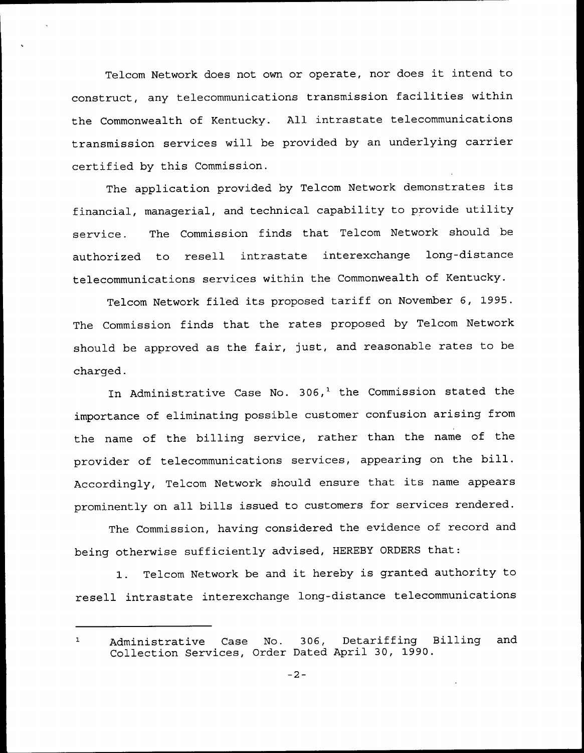Telcom Network does not own or operate, nor does it intend to construct, any telecommunications transmission facilities within the Commonwealth of Kentucky. All intrastate telecommunications transmission services will be provided by an underlying carrier certified by this Commission.

The application provided by Telcom Network demonstrates its financial, managerial, and technical capability to provide utility service. The Commission finds that Telcom Network should be authorized to resell intrastate interexchange long-distance telecommunications services within the Commonwealth of Kentucky.

Telcom Network filed its proposed tariff on November 6, 1995. The Commission finds that the rates proposed by Telcom Network should be approved as the fair, just, and reasonable rates to be charged.

In Administrative Case No. 306,[1] the Commission stated the importance of eliminating possible customer confusion arising from the name of the billing service, rather than the name of the provider of telecommunications services, appearing on the bill. Accordingly, Telcom Network should ensure that its name appears prominently on all bills issued to customers for services rendered.

The Commission, having considered the evidence of record and being otherwise sufficiently advised, HEREBY ORDERS that:

1. Telcom Network be and it hereby is granted authority to resell intrastate interexchange long-distance telecommunications

---

[1] Administrative Case No. 306, Detariffing Billing and Collection Services, Order Dated April 30, 1990.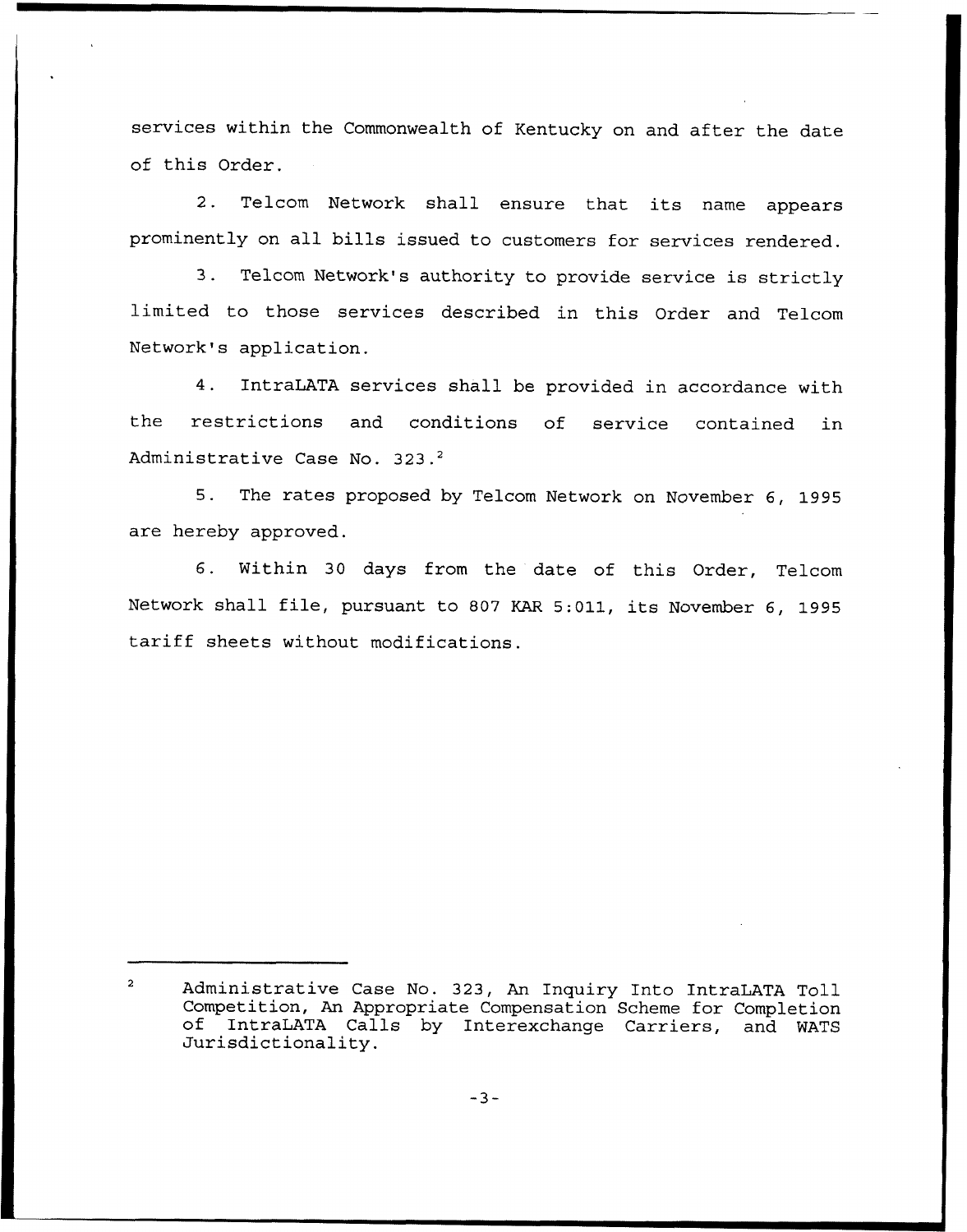services within the Commonwealth of Kentucky on and after the date of this Order.

2. Telcom Network shall ensure that its name appears prominently on all bills issued to customers for services rendered.

3. Telcom Network's authority to provide service is strictly limited to those services described in this Order and Telcom Network's application.

4. IntraLATA services shall be provided in accordance with the restrictions and conditions of service contained in Administrative Case No. 323.[2]

5. The rates proposed by Telcom Network on November 6, 1995 are hereby approved.

6. Within 30 days from the date of this Order, Telcom Network shall file, pursuant to 807 KAR 5:011, its November 6, 1995 tariff sheets without modifications.

---

[2] Administrative Case No. 323, An Inquiry Into IntraLATA Toll Competition, An Appropriate Compensation Scheme for Completion of IntraLATA Calls by Interexchange Carriers, and WATS Jurisdictionality.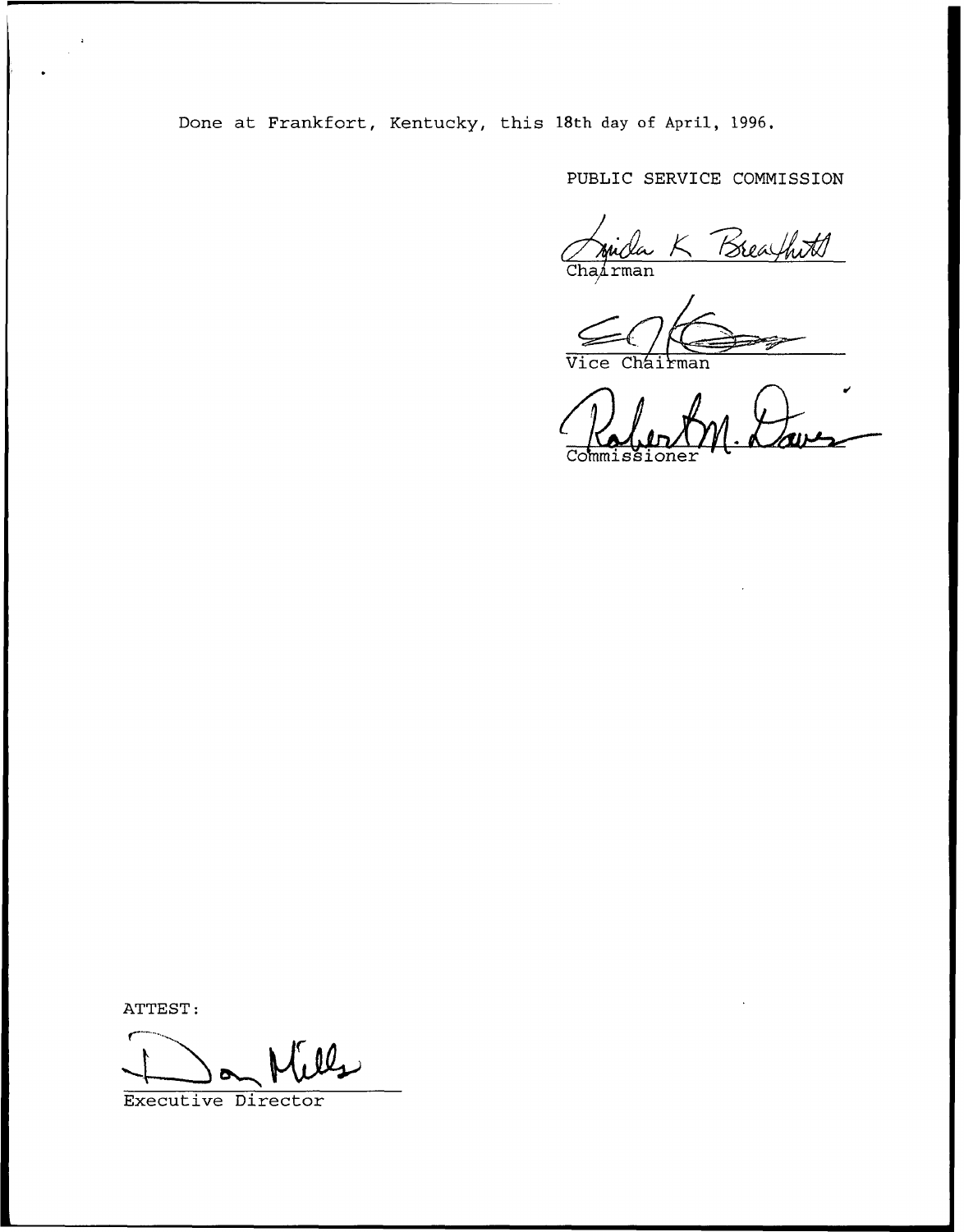Done at Frankfort, Kentucky, this 18th day of April, 1996.

PUBLIC SERVICE COMMISSION

Linda K. Breathitt
Chairman

Vice Chairman

Robert M. Davis
Commissioner

ATTEST:

Don Mills
Executive Director